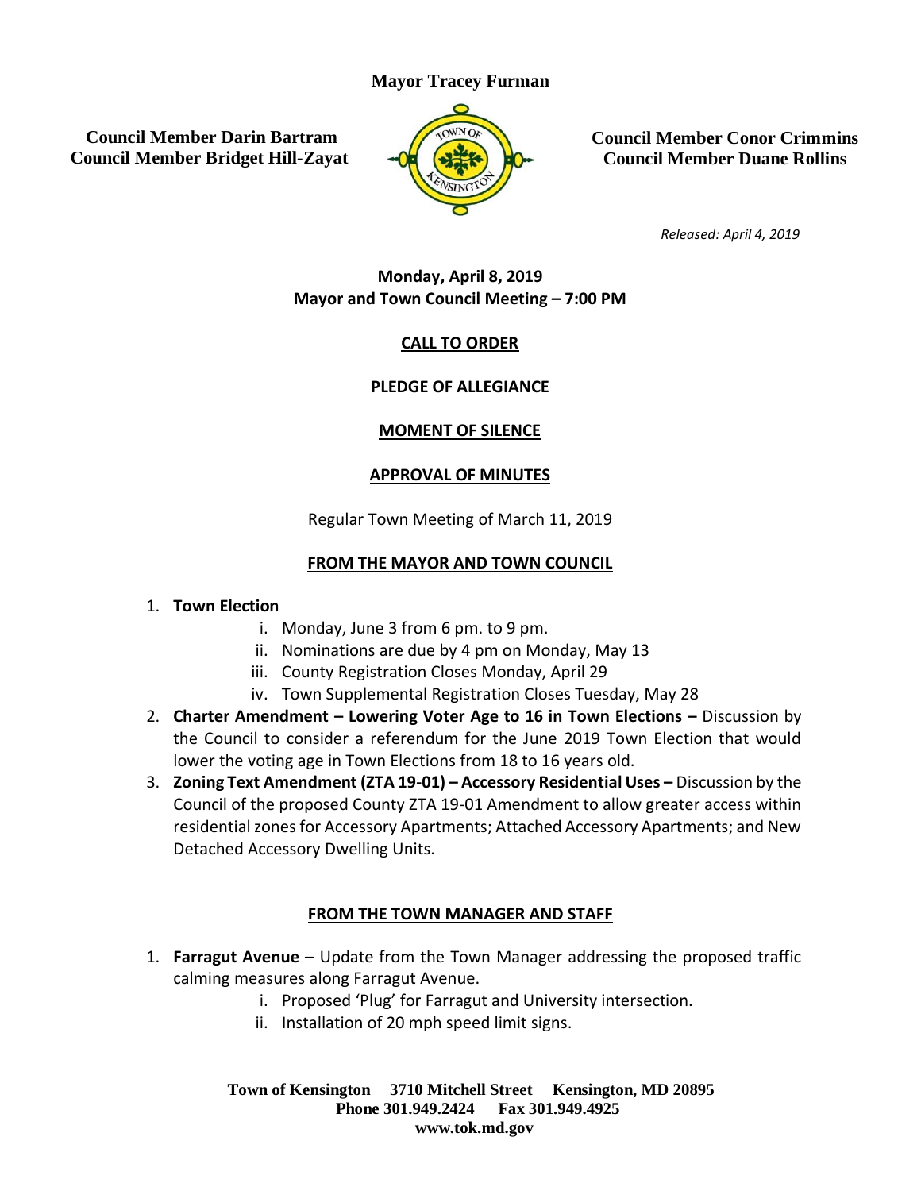**Mayor Tracey Furman**

**Council Member Darin Bartram**
**Council Member Bridget Hill-Zayat**

**Council Member Conor Crimmins**
**Council Member Duane Rollins**

*Released: April 4, 2019*

**Monday, April 8, 2019**
**Mayor and Town Council Meeting – 7:00 PM**

## CALL TO ORDER

## PLEDGE OF ALLEGIANCE

## MOMENT OF SILENCE

## APPROVAL OF MINUTES

Regular Town Meeting of March 11, 2019

## FROM THE MAYOR AND TOWN COUNCIL

1. **Town Election**
   i. Monday, June 3 from 6 pm. to 9 pm.
   ii. Nominations are due by 4 pm on Monday, May 13
   iii. County Registration Closes Monday, April 29
   iv. Town Supplemental Registration Closes Tuesday, May 28
2. **Charter Amendment – Lowering Voter Age to 16 in Town Elections –** Discussion by the Council to consider a referendum for the June 2019 Town Election that would lower the voting age in Town Elections from 18 to 16 years old.
3. **Zoning Text Amendment (ZTA 19-01) – Accessory Residential Uses –** Discussion by the Council of the proposed County ZTA 19-01 Amendment to allow greater access within residential zones for Accessory Apartments; Attached Accessory Apartments; and New Detached Accessory Dwelling Units.

## FROM THE TOWN MANAGER AND STAFF

1. **Farragut Avenue** – Update from the Town Manager addressing the proposed traffic calming measures along Farragut Avenue.
   i. Proposed 'Plug' for Farragut and University intersection.
   ii. Installation of 20 mph speed limit signs.

**Town of Kensington 3710 Mitchell Street Kensington, MD 20895**
**Phone 301.949.2424 Fax 301.949.4925**
**www.tok.md.gov**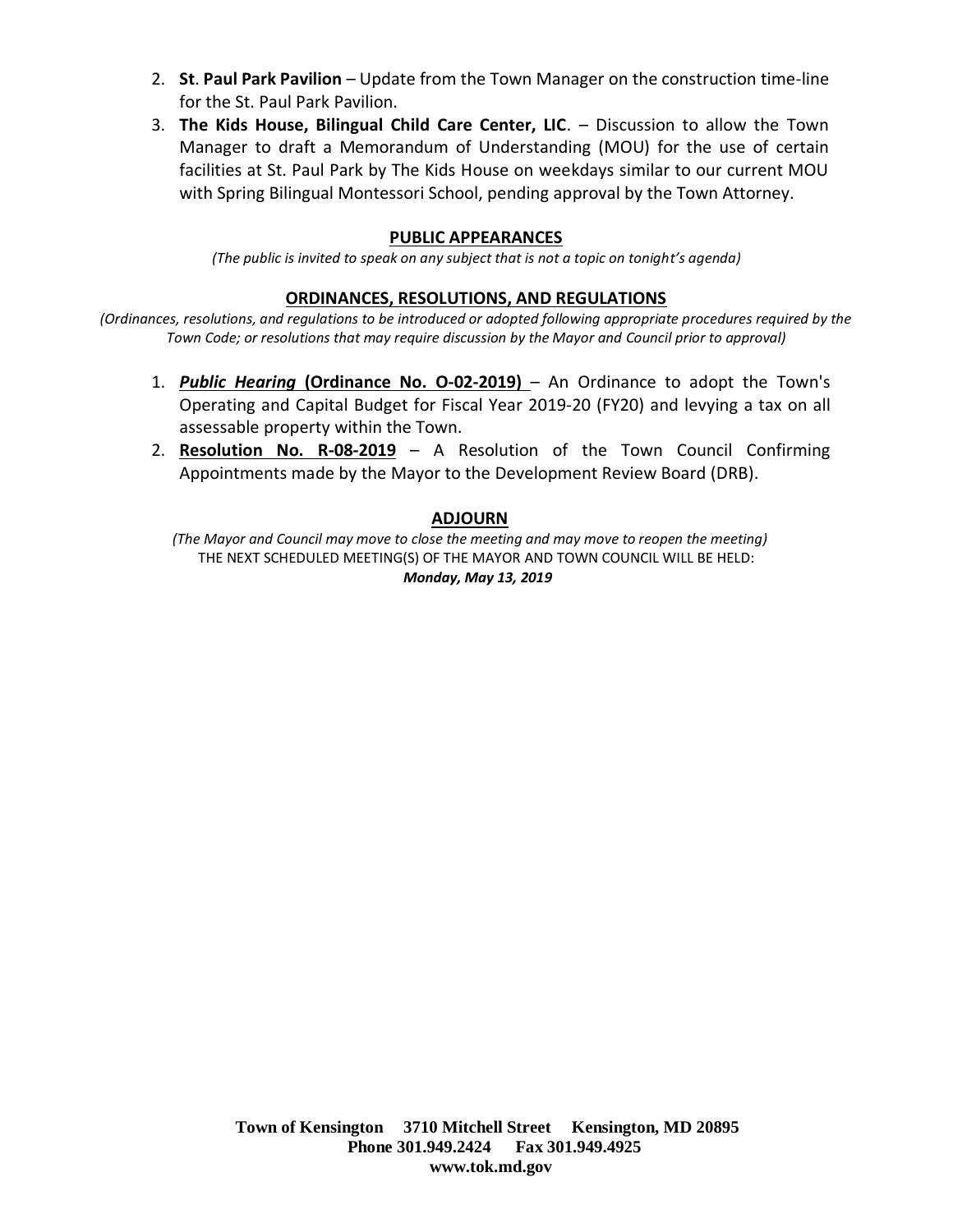2. **St**. **Paul Park Pavilion** – Update from the Town Manager on the construction time-line for the St. Paul Park Pavilion.
3. **The Kids House, Bilingual Child Care Center, LIC**. – Discussion to allow the Town Manager to draft a Memorandum of Understanding (MOU) for the use of certain facilities at St. Paul Park by The Kids House on weekdays similar to our current MOU with Spring Bilingual Montessori School, pending approval by the Town Attorney.

## PUBLIC APPEARANCES

*(The public is invited to speak on any subject that is not a topic on tonight's agenda)*

## ORDINANCES, RESOLUTIONS, AND REGULATIONS

*(Ordinances, resolutions, and regulations to be introduced or adopted following appropriate procedures required by the Town Code; or resolutions that may require discussion by the Mayor and Council prior to approval)*

1. ***Public Hearing* (Ordinance No. O-02-2019)** – An Ordinance to adopt the Town's Operating and Capital Budget for Fiscal Year 2019-20 (FY20) and levying a tax on all assessable property within the Town.
2. **Resolution No. R-08-2019** – A Resolution of the Town Council Confirming Appointments made by the Mayor to the Development Review Board (DRB).

## ADJOURN

*(The Mayor and Council may move to close the meeting and may move to reopen the meeting)*

THE NEXT SCHEDULED MEETING(S) OF THE MAYOR AND TOWN COUNCIL WILL BE HELD:

***Monday, May 13, 2019***

**Town of Kensington 3710 Mitchell Street Kensington, MD 20895**
**Phone 301.949.2424 Fax 301.949.4925**
**www.tok.md.gov**